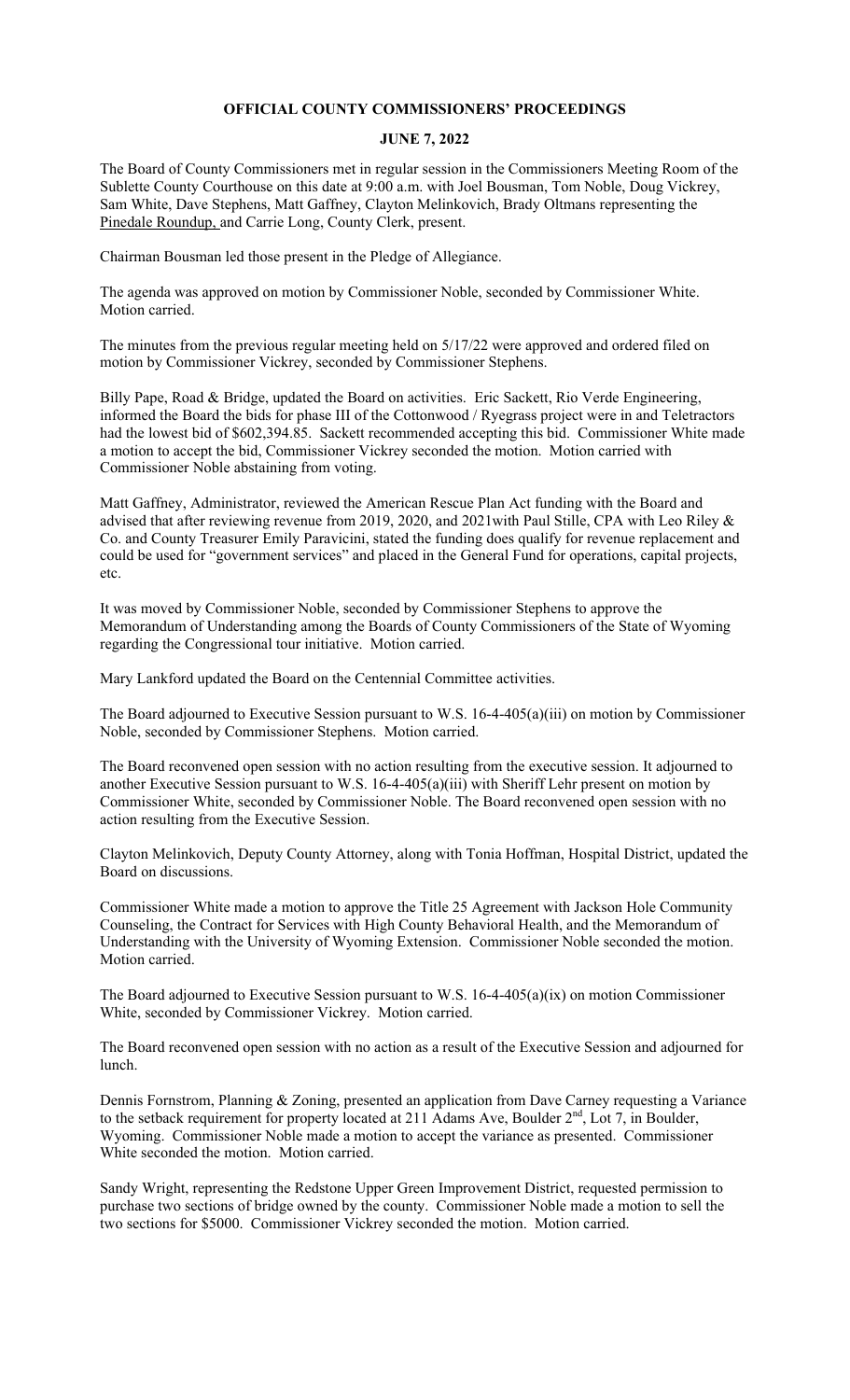# OFFICIAL COUNTY COMMISSIONERS' PROCEEDINGS

## JUNE 7, 2022

The Board of County Commissioners met in regular session in the Commissioners Meeting Room of the Sublette County Courthouse on this date at 9:00 a.m. with Joel Bousman, Tom Noble, Doug Vickrey, Sam White, Dave Stephens, Matt Gaffney, Clayton Melinkovich, Brady Oltmans representing the Pinedale Roundup, and Carrie Long, County Clerk, present.

Chairman Bousman led those present in the Pledge of Allegiance.

The agenda was approved on motion by Commissioner Noble, seconded by Commissioner White. Motion carried.

The minutes from the previous regular meeting held on 5/17/22 were approved and ordered filed on motion by Commissioner Vickrey, seconded by Commissioner Stephens.

Billy Pape, Road & Bridge, updated the Board on activities. Eric Sackett, Rio Verde Engineering, informed the Board the bids for phase III of the Cottonwood / Ryegrass project were in and Teletractors had the lowest bid of $602,394.85. Sackett recommended accepting this bid. Commissioner White made a motion to accept the bid, Commissioner Vickrey seconded the motion. Motion carried with Commissioner Noble abstaining from voting.

Matt Gaffney, Administrator, reviewed the American Rescue Plan Act funding with the Board and advised that after reviewing revenue from 2019, 2020, and 2021with Paul Stille, CPA with Leo Riley & Co. and County Treasurer Emily Paravicini, stated the funding does qualify for revenue replacement and could be used for "government services" and placed in the General Fund for operations, capital projects, etc.

It was moved by Commissioner Noble, seconded by Commissioner Stephens to approve the Memorandum of Understanding among the Boards of County Commissioners of the State of Wyoming regarding the Congressional tour initiative. Motion carried.

Mary Lankford updated the Board on the Centennial Committee activities.

The Board adjourned to Executive Session pursuant to W.S. 16-4-405(a)(iii) on motion by Commissioner Noble, seconded by Commissioner Stephens. Motion carried.

The Board reconvened open session with no action resulting from the executive session. It adjourned to another Executive Session pursuant to W.S. 16-4-405(a)(iii) with Sheriff Lehr present on motion by Commissioner White, seconded by Commissioner Noble. The Board reconvened open session with no action resulting from the Executive Session.

Clayton Melinkovich, Deputy County Attorney, along with Tonia Hoffman, Hospital District, updated the Board on discussions.

Commissioner White made a motion to approve the Title 25 Agreement with Jackson Hole Community Counseling, the Contract for Services with High County Behavioral Health, and the Memorandum of Understanding with the University of Wyoming Extension. Commissioner Noble seconded the motion. Motion carried.

The Board adjourned to Executive Session pursuant to W.S. 16-4-405(a)(ix) on motion Commissioner White, seconded by Commissioner Vickrey. Motion carried.

The Board reconvened open session with no action as a result of the Executive Session and adjourned for lunch.

Dennis Fornstrom, Planning & Zoning, presented an application from Dave Carney requesting a Variance to the setback requirement for property located at 211 Adams Ave, Boulder 2nd, Lot 7, in Boulder, Wyoming. Commissioner Noble made a motion to accept the variance as presented. Commissioner White seconded the motion. Motion carried.

Sandy Wright, representing the Redstone Upper Green Improvement District, requested permission to purchase two sections of bridge owned by the county. Commissioner Noble made a motion to sell the two sections for $5000. Commissioner Vickrey seconded the motion. Motion carried.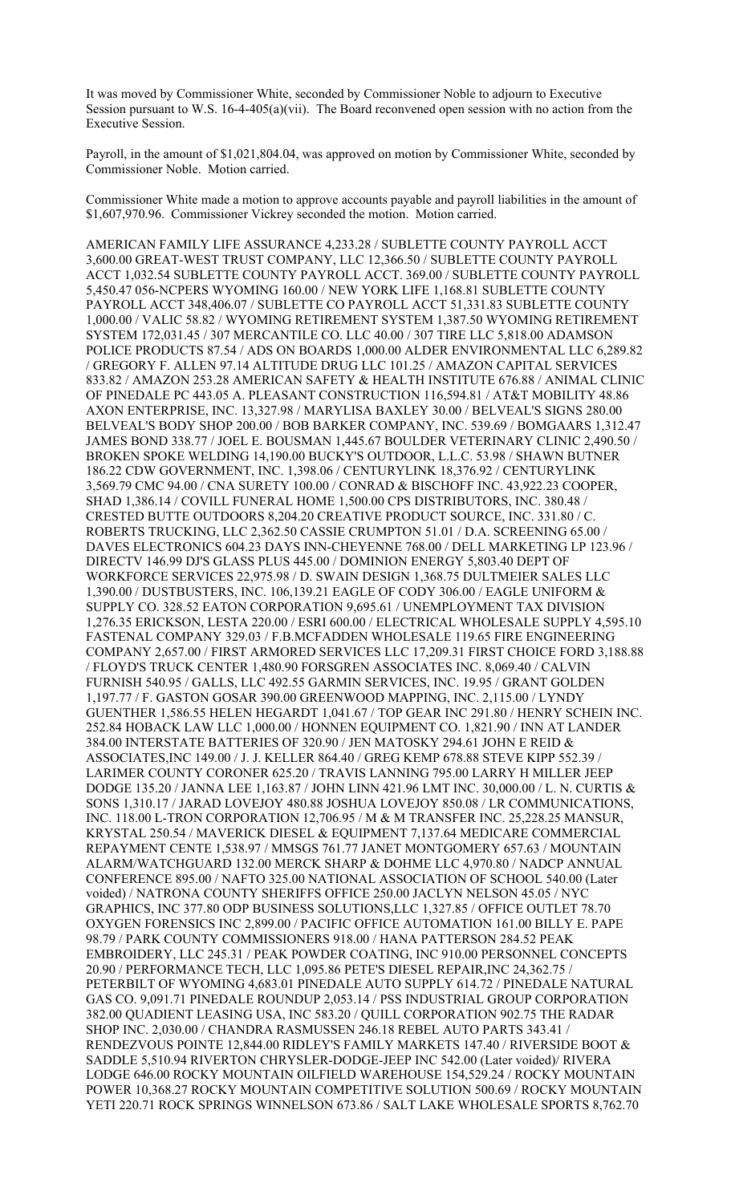It was moved by Commissioner White, seconded by Commissioner Noble to adjourn to Executive Session pursuant to W.S. 16-4-405(a)(vii). The Board reconvened open session with no action from the Executive Session.

Payroll, in the amount of $1,021,804.04, was approved on motion by Commissioner White, seconded by Commissioner Noble. Motion carried.

Commissioner White made a motion to approve accounts payable and payroll liabilities in the amount of $1,607,970.96. Commissioner Vickrey seconded the motion. Motion carried.

AMERICAN FAMILY LIFE ASSURANCE 4,233.28 / SUBLETTE COUNTY PAYROLL ACCT 3,600.00 GREAT-WEST TRUST COMPANY, LLC 12,366.50 / SUBLETTE COUNTY PAYROLL ACCT 1,032.54 SUBLETTE COUNTY PAYROLL ACCT. 369.00 / SUBLETTE COUNTY PAYROLL 5,450.47 056-NCPERS WYOMING 160.00 / NEW YORK LIFE 1,168.81 SUBLETTE COUNTY PAYROLL ACCT 348,406.07 / SUBLETTE CO PAYROLL ACCT 51,331.83 SUBLETTE COUNTY 1,000.00 / VALIC 58.82 / WYOMING RETIREMENT SYSTEM 1,387.50 WYOMING RETIREMENT SYSTEM 172,031.45 / 307 MERCANTILE CO. LLC 40.00 / 307 TIRE LLC 5,818.00 ADAMSON POLICE PRODUCTS 87.54 / ADS ON BOARDS 1,000.00 ALDER ENVIRONMENTAL LLC 6,289.82 / GREGORY F. ALLEN 97.14 ALTITUDE DRUG LLC 101.25 / AMAZON CAPITAL SERVICES 833.82 / AMAZON 253.28 AMERICAN SAFETY & HEALTH INSTITUTE 676.88 / ANIMAL CLINIC OF PINEDALE PC 443.05 A. PLEASANT CONSTRUCTION 116,594.81 / AT&T MOBILITY 48.86 AXON ENTERPRISE, INC. 13,327.98 / MARYLISA BAXLEY 30.00 / BELVEAL'S SIGNS 280.00 BELVEAL'S BODY SHOP 200.00 / BOB BARKER COMPANY, INC. 539.69 / BOMGAARS 1,312.47 JAMES BOND 338.77 / JOEL E. BOUSMAN 1,445.67 BOULDER VETERINARY CLINIC 2,490.50 / BROKEN SPOKE WELDING 14,190.00 BUCKY'S OUTDOOR, L.L.C. 53.98 / SHAWN BUTNER 186.22 CDW GOVERNMENT, INC. 1,398.06 / CENTURYLINK 18,376.92 / CENTURYLINK 3,569.79 CMC 94.00 / CNA SURETY 100.00 / CONRAD & BISCHOFF INC. 43,922.23 COOPER, SHAD 1,386.14 / COVILL FUNERAL HOME 1,500.00 CPS DISTRIBUTORS, INC. 380.48 / CRESTED BUTTE OUTDOORS 8,204.20 CREATIVE PRODUCT SOURCE, INC. 331.80 / C. ROBERTS TRUCKING, LLC 2,362.50 CASSIE CRUMPTON 51.01 / D.A. SCREENING 65.00 / DAVES ELECTRONICS 604.23 DAYS INN-CHEYENNE 768.00 / DELL MARKETING LP 123.96 / DIRECTV 146.99 DJ'S GLASS PLUS 445.00 / DOMINION ENERGY 5,803.40 DEPT OF WORKFORCE SERVICES 22,975.98 / D. SWAIN DESIGN 1,368.75 DULTMEIER SALES LLC 1,390.00 / DUSTBUSTERS, INC. 106,139.21 EAGLE OF CODY 306.00 / EAGLE UNIFORM & SUPPLY CO. 328.52 EATON CORPORATION 9,695.61 / UNEMPLOYMENT TAX DIVISION 1,276.35 ERICKSON, LESTA 220.00 / ESRI 600.00 / ELECTRICAL WHOLESALE SUPPLY 4,595.10 FASTENAL COMPANY 329.03 / F.B.MCFADDEN WHOLESALE 119.65 FIRE ENGINEERING COMPANY 2,657.00 / FIRST ARMORED SERVICES LLC 17,209.31 FIRST CHOICE FORD 3,188.88 / FLOYD'S TRUCK CENTER 1,480.90 FORSGREN ASSOCIATES INC. 8,069.40 / CALVIN FURNISH 540.95 / GALLS, LLC 492.55 GARMIN SERVICES, INC. 19.95 / GRANT GOLDEN 1,197.77 / F. GASTON GOSAR 390.00 GREENWOOD MAPPING, INC. 2,115.00 / LYNDY GUENTHER 1,586.55 HELEN HEGARDT 1,041.67 / TOP GEAR INC 291.80 / HENRY SCHEIN INC. 252.84 HOBACK LAW LLC 1,000.00 / HONNEN EQUIPMENT CO. 1,821.90 / INN AT LANDER 384.00 INTERSTATE BATTERIES OF 320.90 / JEN MATOSKY 294.61 JOHN E REID & ASSOCIATES,INC 149.00 / J. J. KELLER 864.40 / GREG KEMP 678.88 STEVE KIPP 552.39 / LARIMER COUNTY CORONER 625.20 / TRAVIS LANNING 795.00 LARRY H MILLER JEEP DODGE 135.20 / JANNA LEE 1,163.87 / JOHN LINN 421.96 LMT INC. 30,000.00 / L. N. CURTIS & SONS 1,310.17 / JARAD LOVEJOY 480.88 JOSHUA LOVEJOY 850.08 / LR COMMUNICATIONS, INC. 118.00 L-TRON CORPORATION 12,706.95 / M & M TRANSFER INC. 25,228.25 MANSUR, KRYSTAL 250.54 / MAVERICK DIESEL & EQUIPMENT 7,137.64 MEDICARE COMMERCIAL REPAYMENT CENTE 1,538.97 / MMSGS 761.77 JANET MONTGOMERY 657.63 / MOUNTAIN ALARM/WATCHGUARD 132.00 MERCK SHARP & DOHME LLC 4,970.80 / NADCP ANNUAL CONFERENCE 895.00 / NAFTO 325.00 NATIONAL ASSOCIATION OF SCHOOL 540.00 (Later voided) / NATRONA COUNTY SHERIFFS OFFICE 250.00 / JACLYN NELSON 45.05 / NYC GRAPHICS, INC 377.80 ODP BUSINESS SOLUTIONS,LLC 1,327.85 / OFFICE OUTLET 78.70 OXYGEN FORENSICS INC 2,899.00 / PACIFIC OFFICE AUTOMATION 161.00 BILLY E. PAPE 98.79 / PARK COUNTY COMMISSIONERS 918.00 / HANA PATTERSON 284.52 PEAK EMBROIDERY, LLC 245.31 / PEAK POWDER COATING, INC 910.00 PERSONNEL CONCEPTS 20.90 / PERFORMANCE TECH, LLC 1,095.86 PETE'S DIESEL REPAIR,INC 24,362.75 / PETERBILT OF WYOMING 4,683.01 PINEDALE AUTO SUPPLY 614.72 / PINEDALE NATURAL GAS CO. 9,091.71 PINEDALE ROUNDUP 2,053.14 / PSS INDUSTRIAL GROUP CORPORATION 382.00 QUADIENT LEASING USA, INC 583.20 / QUILL CORPORATION 902.75 THE RADAR SHOP INC. 2,030.00 / CHANDRA RASMUSSEN 246.18 REBEL AUTO PARTS 343.41 / RENDEZVOUS POINTE 12,844.00 RIDLEY'S FAMILY MARKETS 147.40 / RIVERSIDE BOOT & SADDLE 5,510.94 RIVERTON CHRYSLER-DODGE-JEEP INC 542.00 (Later voided)/ RIVERA LODGE 646.00 ROCKY MOUNTAIN OILFIELD WAREHOUSE 154,529.24 / ROCKY MOUNTAIN POWER 10,368.27 ROCKY MOUNTAIN COMPETITIVE SOLUTION 500.69 / ROCKY MOUNTAIN YETI 220.71 ROCK SPRINGS WINNELSON 673.86 / SALT LAKE WHOLESALE SPORTS 8,762.70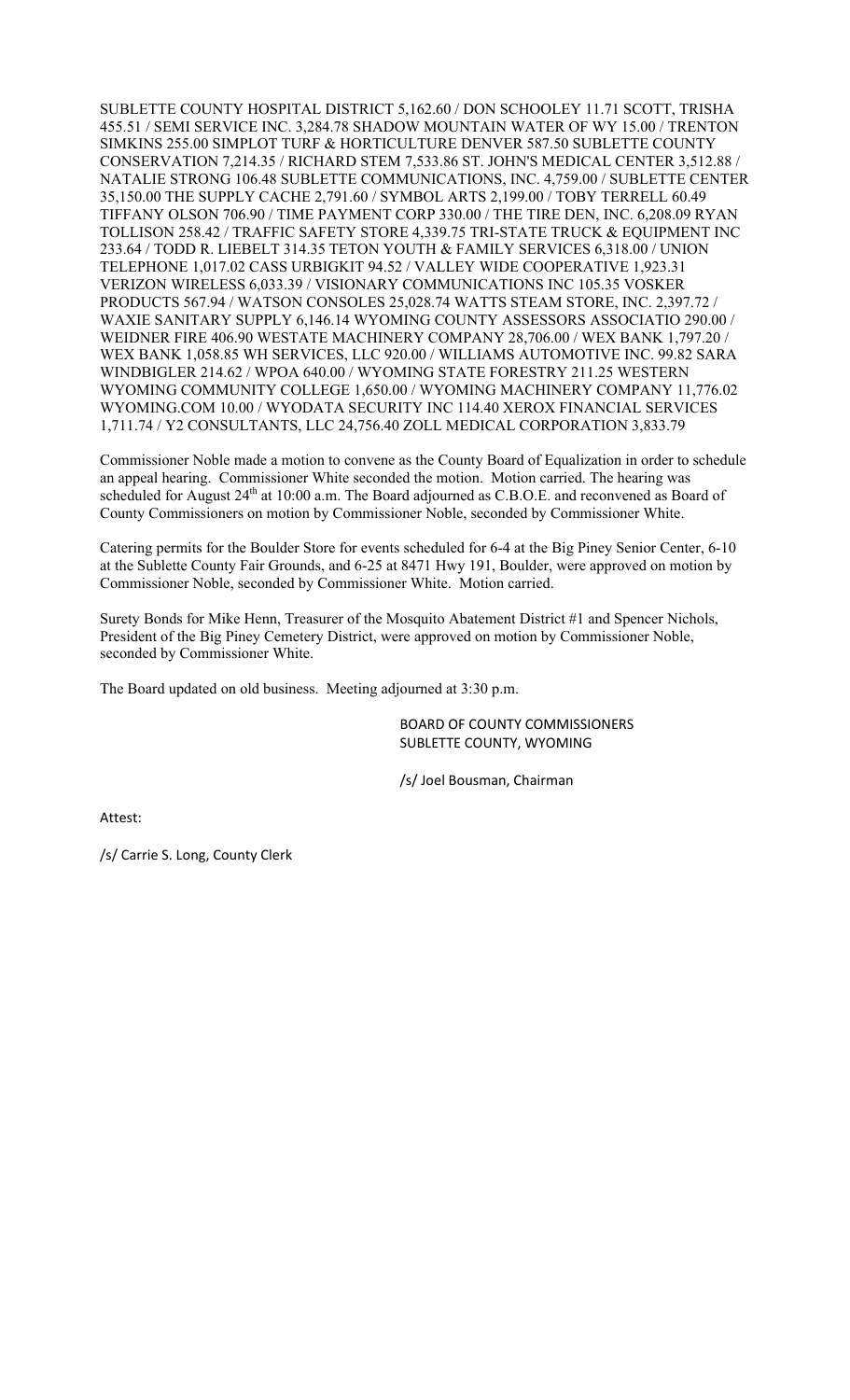SUBLETTE COUNTY HOSPITAL DISTRICT 5,162.60 / DON SCHOOLEY 11.71 SCOTT, TRISHA 455.51 / SEMI SERVICE INC. 3,284.78 SHADOW MOUNTAIN WATER OF WY 15.00 / TRENTON SIMKINS 255.00 SIMPLOT TURF & HORTICULTURE DENVER 587.50 SUBLETTE COUNTY CONSERVATION 7,214.35 / RICHARD STEM 7,533.86 ST. JOHN'S MEDICAL CENTER 3,512.88 / NATALIE STRONG 106.48 SUBLETTE COMMUNICATIONS, INC. 4,759.00 / SUBLETTE CENTER 35,150.00 THE SUPPLY CACHE 2,791.60 / SYMBOL ARTS 2,199.00 / TOBY TERRELL 60.49 TIFFANY OLSON 706.90 / TIME PAYMENT CORP 330.00 / THE TIRE DEN, INC. 6,208.09 RYAN TOLLISON 258.42 / TRAFFIC SAFETY STORE 4,339.75 TRI-STATE TRUCK & EQUIPMENT INC 233.64 / TODD R. LIEBELT 314.35 TETON YOUTH & FAMILY SERVICES 6,318.00 / UNION TELEPHONE 1,017.02 CASS URBIGKIT 94.52 / VALLEY WIDE COOPERATIVE 1,923.31 VERIZON WIRELESS 6,033.39 / VISIONARY COMMUNICATIONS INC 105.35 VOSKER PRODUCTS 567.94 / WATSON CONSOLES 25,028.74 WATTS STEAM STORE, INC. 2,397.72 / WAXIE SANITARY SUPPLY 6,146.14 WYOMING COUNTY ASSESSORS ASSOCIATIO 290.00 / WEIDNER FIRE 406.90 WESTATE MACHINERY COMPANY 28,706.00 / WEX BANK 1,797.20 / WEX BANK 1,058.85 WH SERVICES, LLC 920.00 / WILLIAMS AUTOMOTIVE INC. 99.82 SARA WINDBIGLER 214.62 / WPOA 640.00 / WYOMING STATE FORESTRY 211.25 WESTERN WYOMING COMMUNITY COLLEGE 1,650.00 / WYOMING MACHINERY COMPANY 11,776.02 WYOMING.COM 10.00 / WYODATA SECURITY INC 114.40 XEROX FINANCIAL SERVICES 1,711.74 / Y2 CONSULTANTS, LLC 24,756.40 ZOLL MEDICAL CORPORATION 3,833.79

Commissioner Noble made a motion to convene as the County Board of Equalization in order to schedule an appeal hearing. Commissioner White seconded the motion. Motion carried. The hearing was scheduled for August 24th at 10:00 a.m. The Board adjourned as C.B.O.E. and reconvened as Board of County Commissioners on motion by Commissioner Noble, seconded by Commissioner White.

Catering permits for the Boulder Store for events scheduled for 6-4 at the Big Piney Senior Center, 6-10 at the Sublette County Fair Grounds, and 6-25 at 8471 Hwy 191, Boulder, were approved on motion by Commissioner Noble, seconded by Commissioner White. Motion carried.

Surety Bonds for Mike Henn, Treasurer of the Mosquito Abatement District #1 and Spencer Nichols, President of the Big Piney Cemetery District, were approved on motion by Commissioner Noble, seconded by Commissioner White.

The Board updated on old business. Meeting adjourned at 3:30 p.m.

BOARD OF COUNTY COMMISSIONERS
SUBLETTE COUNTY, WYOMING

/s/ Joel Bousman, Chairman

Attest:

/s/ Carrie S. Long, County Clerk